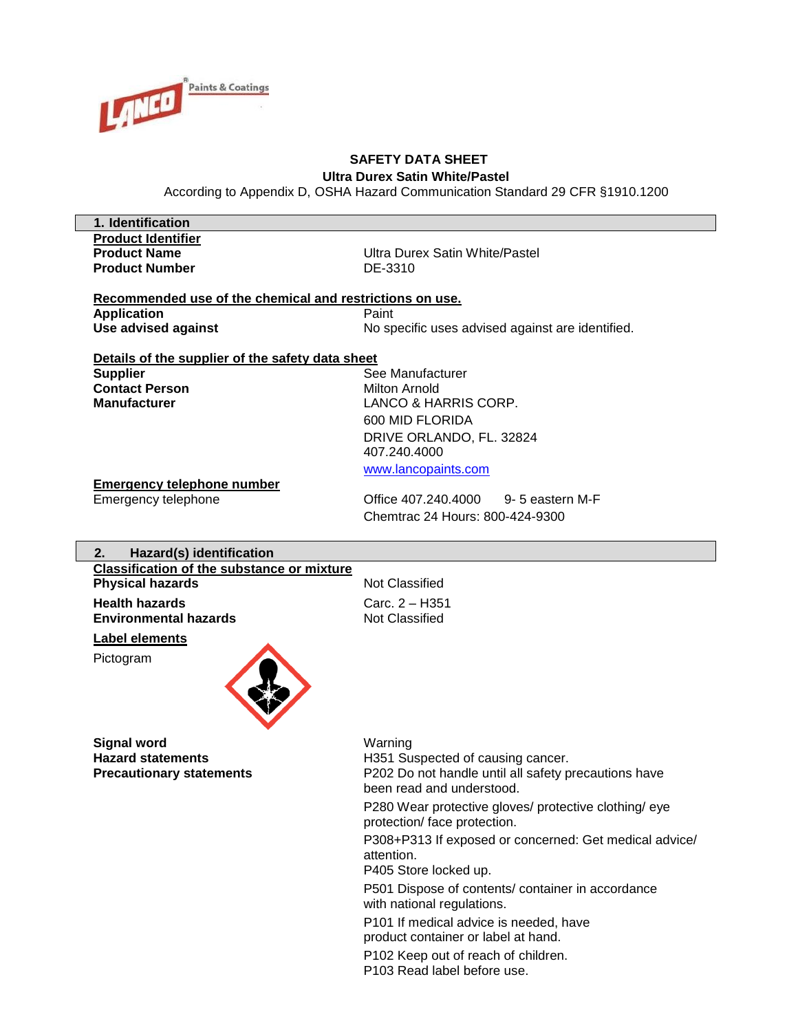**SAFETY DATA SHEET**

**Ultra Durex Satin White/Pastel**

According to Appendix D, OSHA Hazard Communication Standard 29 CFR §1910.1200

## 1. Identification

**Product Identifier**

| | |
|---|---|
| **Product Name** | Ultra Durex Satin White/Pastel |
| **Product Number** | DE-3310 |

**Recommended use of the chemical and restrictions on use.**

| | |
|---|---|
| **Application** | Paint |
| **Use advised against** | No specific uses advised against are identified. |

**Details of the supplier of the safety data sheet**

| | |
|---|---|
| **Supplier** | See Manufacturer |
| **Contact Person** | Milton Arnold |
| **Manufacturer** | LANCO & HARRIS CORP.<br>600 MID FLORIDA<br>DRIVE ORLANDO, FL. 32824<br>407.240.4000<br>www.lancopaints.com |

**Emergency telephone number**

| | |
|---|---|
| Emergency telephone | Office 407.240.4000 9- 5 eastern M-F<br>Chemtrac 24 Hours: 800-424-9300 |

## 2. Hazard(s) identification

**Classification of the substance or mixture**

| | |
|---|---|
| **Physical hazards** | Not Classified |
| **Health hazards** | Carc. 2 – H351 |
| **Environmental hazards** | Not Classified |

**Label elements**

Pictogram

**Signal word**: Warning

**Hazard statements**: H351 Suspected of causing cancer.

**Precautionary statements**:

P202 Do not handle until all safety precautions have been read and understood.

P280 Wear protective gloves/ protective clothing/ eye protection/ face protection.

P308+P313 If exposed or concerned: Get medical advice/ attention.

P405 Store locked up.

P501 Dispose of contents/ container in accordance with national regulations.

P101 If medical advice is needed, have product container or label at hand.

P102 Keep out of reach of children.

P103 Read label before use.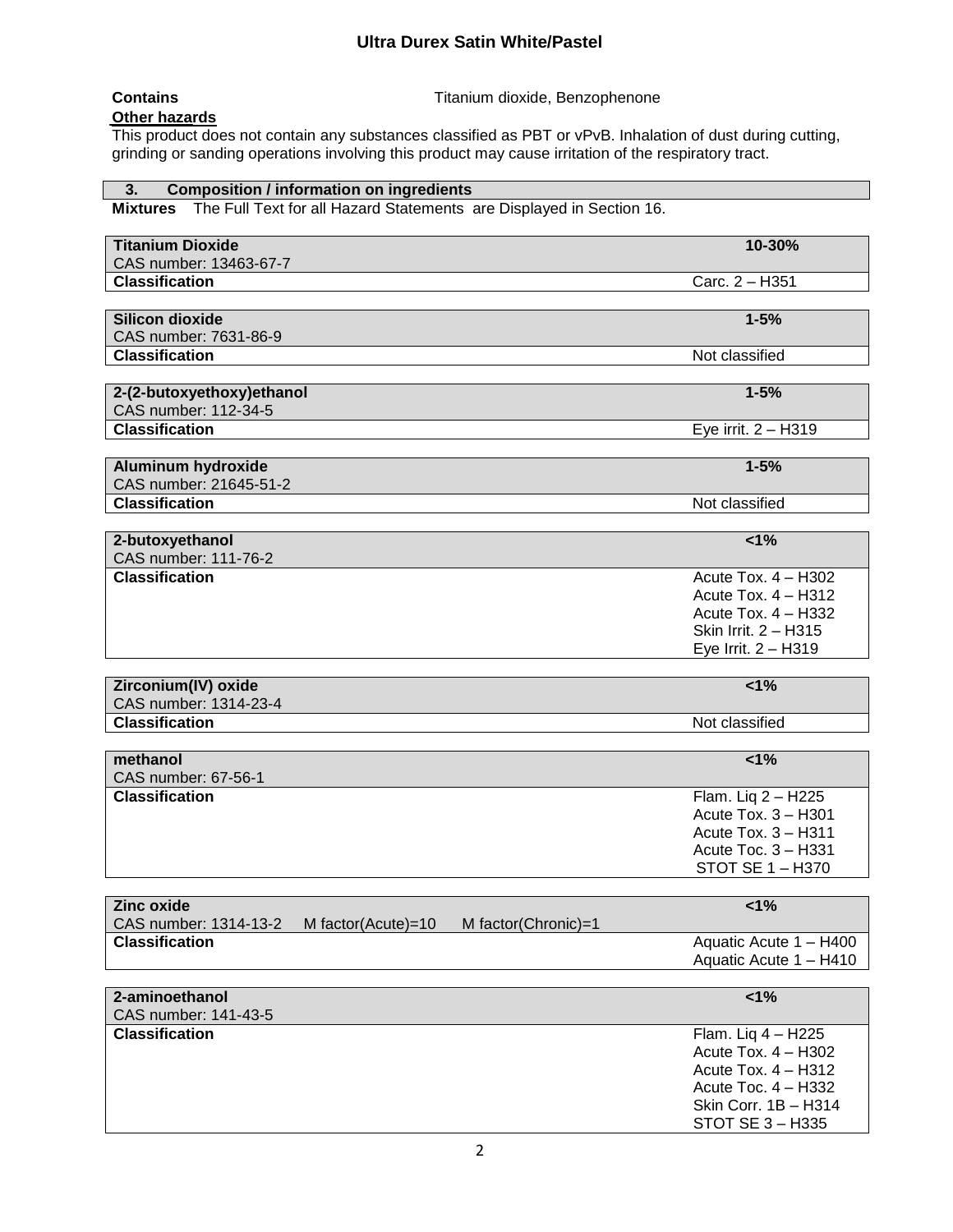**Contains** Titanium dioxide, Benzophenone

**Other hazards**

This product does not contain any substances classified as PBT or vPvB. Inhalation of dust during cutting, grinding or sanding operations involving this product may cause irritation of the respiratory tract.

## 3. Composition / information on ingredients

**Mixtures** The Full Text for all Hazard Statements are Displayed in Section 16.

| **Titanium Dioxide** | **10-30%** |
|---|---|
| CAS number: 13463-67-7 | |
| **Classification** | Carc. 2 – H351 |

| **Silicon dioxide** | **1-5%** |
|---|---|
| CAS number: 7631-86-9 | |
| **Classification** | Not classified |

| **2-(2-butoxyethoxy)ethanol** | **1-5%** |
|---|---|
| CAS number: 112-34-5 | |
| **Classification** | Eye irrit. 2 – H319 |

| **Aluminum hydroxide** | **1-5%** |
|---|---|
| CAS number: 21645-51-2 | |
| **Classification** | Not classified |

| **2-butoxyethanol** | **<1%** |
|---|---|
| CAS number: 111-76-2 | |
| **Classification** | Acute Tox. 4 – H302<br>Acute Tox. 4 – H312<br>Acute Tox. 4 – H332<br>Skin Irrit. 2 – H315<br>Eye Irrit. 2 – H319 |

| **Zirconium(IV) oxide** | **<1%** |
|---|---|
| CAS number: 1314-23-4 | |
| **Classification** | Not classified |

| **methanol** | **<1%** |
|---|---|
| CAS number: 67-56-1 | |
| **Classification** | Flam. Liq 2 – H225<br>Acute Tox. 3 – H301<br>Acute Tox. 3 – H311<br>Acute Toc. 3 – H331<br>STOT SE 1 – H370 |

| **Zinc oxide** | **<1%** |
|---|---|
| CAS number: 1314-13-2 M factor(Acute)=10 M factor(Chronic)=1 | |
| **Classification** | Aquatic Acute 1 – H400<br>Aquatic Acute 1 – H410 |

| **2-aminoethanol** | **<1%** |
|---|---|
| CAS number: 141-43-5 | |
| **Classification** | Flam. Liq 4 – H225<br>Acute Tox. 4 – H302<br>Acute Tox. 4 – H312<br>Acute Toc. 4 – H332<br>Skin Corr. 1B – H314<br>STOT SE 3 – H335 |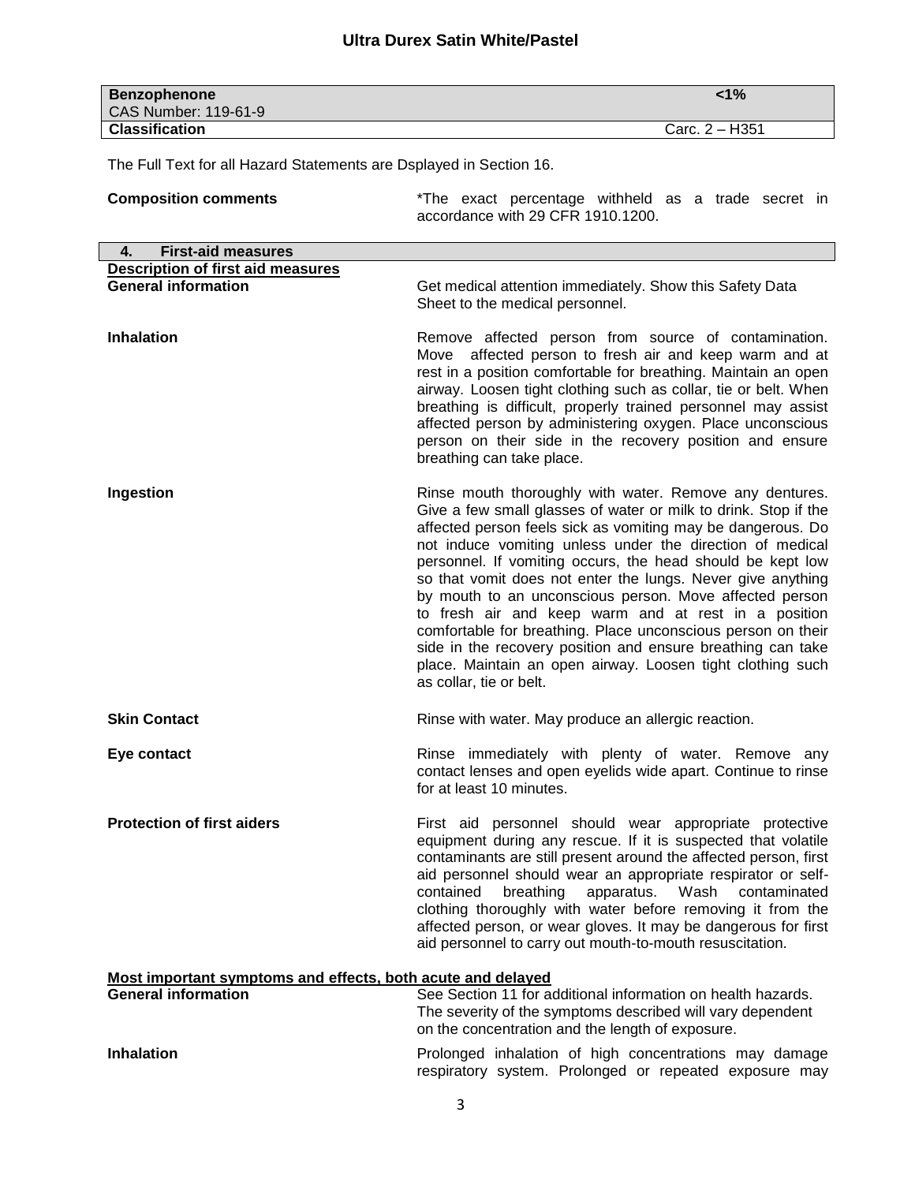| Benzophenone | <1% |
| --- | --- |
| CAS Number: 119-61-9 | |
| **Classification** | Carc. 2 – H351 |

The Full Text for all Hazard Statements are Dsplayed in Section 16.

**Composition comments** — *The exact percentage withheld as a trade secret in accordance with 29 CFR 1910.1200.

## 4. First-aid measures

### Description of first aid measures

**General information** — Get medical attention immediately. Show this Safety Data Sheet to the medical personnel.

**Inhalation** — Remove affected person from source of contamination. Move affected person to fresh air and keep warm and at rest in a position comfortable for breathing. Maintain an open airway. Loosen tight clothing such as collar, tie or belt. When breathing is difficult, properly trained personnel may assist affected person by administering oxygen. Place unconscious person on their side in the recovery position and ensure breathing can take place.

**Ingestion** — Rinse mouth thoroughly with water. Remove any dentures. Give a few small glasses of water or milk to drink. Stop if the affected person feels sick as vomiting may be dangerous. Do not induce vomiting unless under the direction of medical personnel. If vomiting occurs, the head should be kept low so that vomit does not enter the lungs. Never give anything by mouth to an unconscious person. Move affected person to fresh air and keep warm and at rest in a position comfortable for breathing. Place unconscious person on their side in the recovery position and ensure breathing can take place. Maintain an open airway. Loosen tight clothing such as collar, tie or belt.

**Skin Contact** — Rinse with water. May produce an allergic reaction.

**Eye contact** — Rinse immediately with plenty of water. Remove any contact lenses and open eyelids wide apart. Continue to rinse for at least 10 minutes.

**Protection of first aiders** — First aid personnel should wear appropriate protective equipment during any rescue. If it is suspected that volatile contaminants are still present around the affected person, first aid personnel should wear an appropriate respirator or self-contained breathing apparatus. Wash contaminated clothing thoroughly with water before removing it from the affected person, or wear gloves. It may be dangerous for first aid personnel to carry out mouth-to-mouth resuscitation.

### Most important symptoms and effects, both acute and delayed

**General information** — See Section 11 for additional information on health hazards. The severity of the symptoms described will vary dependent on the concentration and the length of exposure.

**Inhalation** — Prolonged inhalation of high concentrations may damage respiratory system. Prolonged or repeated exposure may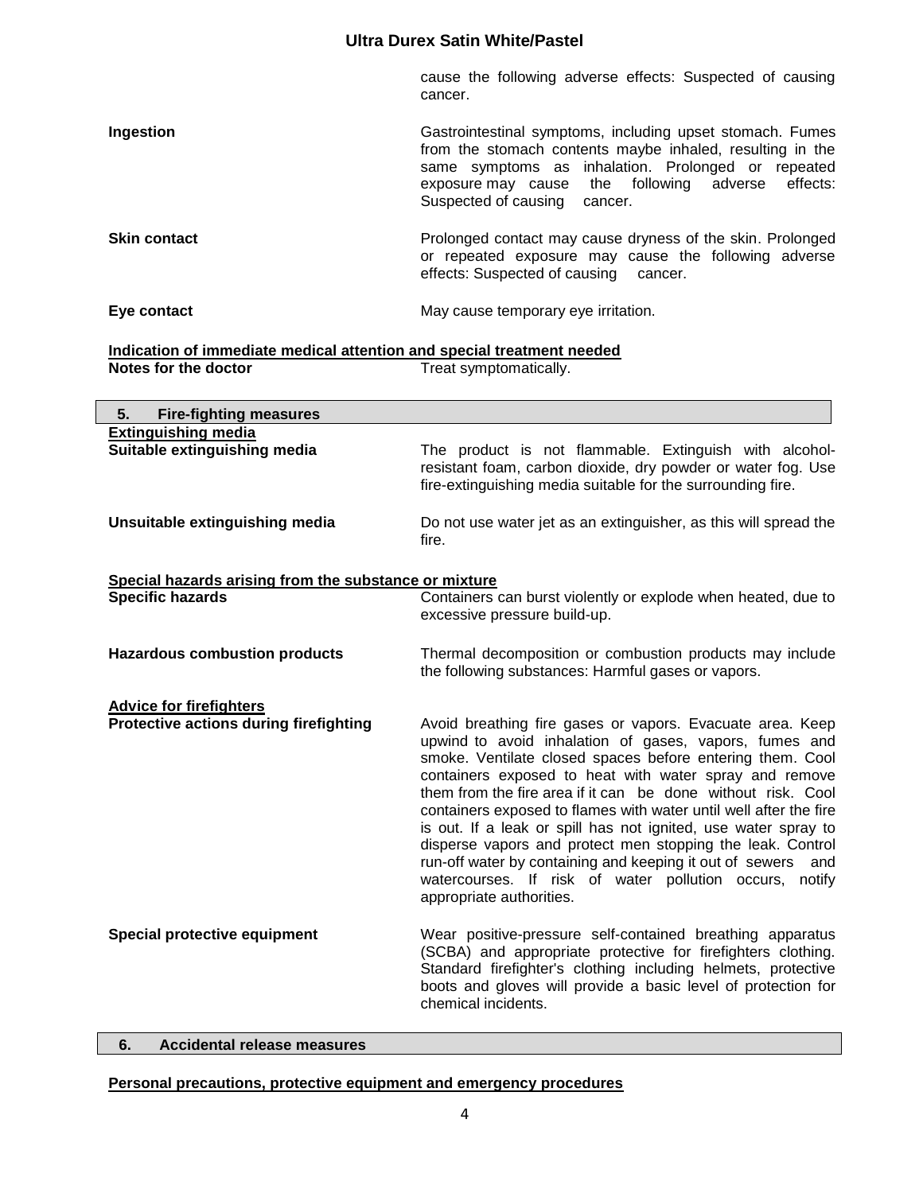cause the following adverse effects: Suspected of causing cancer.

**Ingestion** Gastrointestinal symptoms, including upset stomach. Fumes from the stomach contents maybe inhaled, resulting in the same symptoms as inhalation. Prolonged or repeated exposure may cause the following adverse effects: Suspected of causing cancer.

**Skin contact** Prolonged contact may cause dryness of the skin. Prolonged or repeated exposure may cause the following adverse effects: Suspected of causing cancer.

**Eye contact** May cause temporary eye irritation.

**Indication of immediate medical attention and special treatment needed**

**Notes for the doctor** Treat symptomatically.

## 5. Fire-fighting measures

**Extinguishing media**

**Suitable extinguishing media** The product is not flammable. Extinguish with alcohol-resistant foam, carbon dioxide, dry powder or water fog. Use fire-extinguishing media suitable for the surrounding fire.

**Unsuitable extinguishing media** Do not use water jet as an extinguisher, as this will spread the fire.

**Special hazards arising from the substance or mixture**

**Specific hazards** Containers can burst violently or explode when heated, due to excessive pressure build-up.

**Hazardous combustion products** Thermal decomposition or combustion products may include the following substances: Harmful gases or vapors.

**Advice for firefighters**

**Protective actions during firefighting** Avoid breathing fire gases or vapors. Evacuate area. Keep upwind to avoid inhalation of gases, vapors, fumes and smoke. Ventilate closed spaces before entering them. Cool containers exposed to heat with water spray and remove them from the fire area if it can be done without risk. Cool containers exposed to flames with water until well after the fire is out. If a leak or spill has not ignited, use water spray to disperse vapors and protect men stopping the leak. Control run-off water by containing and keeping it out of sewers and watercourses. If risk of water pollution occurs, notify appropriate authorities.

**Special protective equipment** Wear positive-pressure self-contained breathing apparatus (SCBA) and appropriate protective for firefighters clothing. Standard firefighter's clothing including helmets, protective boots and gloves will provide a basic level of protection for chemical incidents.

## 6. Accidental release measures

**Personal precautions, protective equipment and emergency procedures**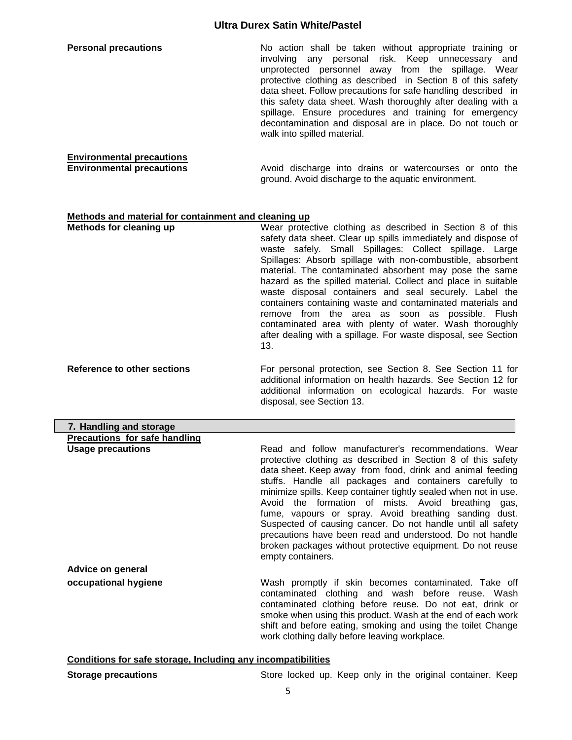**Personal precautions**

No action shall be taken without appropriate training or involving any personal risk. Keep unnecessary and unprotected personnel away from the spillage. Wear protective clothing as described in Section 8 of this safety data sheet. Follow precautions for safe handling described in this safety data sheet. Wash thoroughly after dealing with a spillage. Ensure procedures and training for emergency decontamination and disposal are in place. Do not touch or walk into spilled material.

**Environmental precautions**

**Environmental precautions**

Avoid discharge into drains or watercourses or onto the ground. Avoid discharge to the aquatic environment.

**Methods and material for containment and cleaning up**

**Methods for cleaning up**

Wear protective clothing as described in Section 8 of this safety data sheet. Clear up spills immediately and dispose of waste safely. Small Spillages: Collect spillage. Large Spillages: Absorb spillage with non-combustible, absorbent material. The contaminated absorbent may pose the same hazard as the spilled material. Collect and place in suitable waste disposal containers and seal securely. Label the containers containing waste and contaminated materials and remove from the area as soon as possible. Flush contaminated area with plenty of water. Wash thoroughly after dealing with a spillage. For waste disposal, see Section 13.

**Reference to other sections**

For personal protection, see Section 8. See Section 11 for additional information on health hazards. See Section 12 for additional information on ecological hazards. For waste disposal, see Section 13.

## 7. Handling and storage

**Precautions for safe handling**

**Usage precautions**

Read and follow manufacturer's recommendations. Wear protective clothing as described in Section 8 of this safety data sheet. Keep away from food, drink and animal feeding stuffs. Handle all packages and containers carefully to minimize spills. Keep container tightly sealed when not in use. Avoid the formation of mists. Avoid breathing gas, fume, vapours or spray. Avoid breathing sanding dust. Suspected of causing cancer. Do not handle until all safety precautions have been read and understood. Do not handle broken packages without protective equipment. Do not reuse empty containers.

**Advice on general occupational hygiene**

Wash promptly if skin becomes contaminated. Take off contaminated clothing and wash before reuse. Wash contaminated clothing before reuse. Do not eat, drink or smoke when using this product. Wash at the end of each work shift and before eating, smoking and using the toilet Change work clothing dally before leaving workplace.

**Conditions for safe storage, Including any incompatibilities**

**Storage precautions**

Store locked up. Keep only in the original container. Keep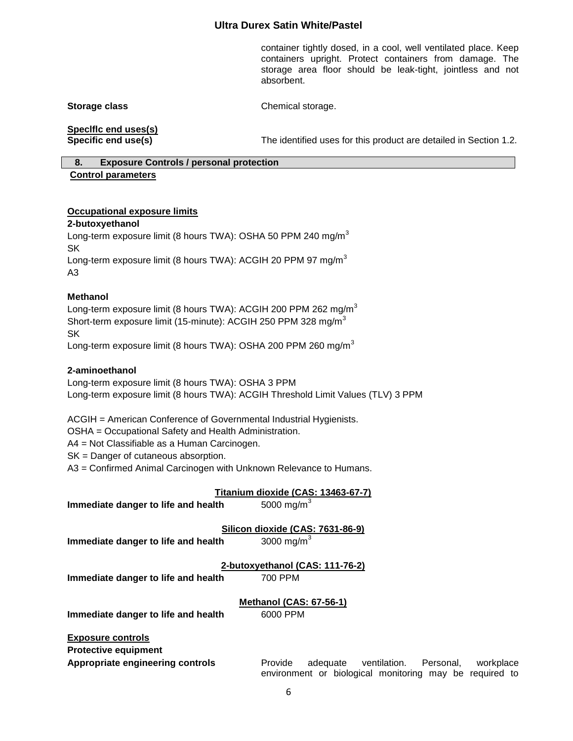container tightly dosed, in a cool, well ventilated place. Keep containers upright. Protect containers from damage. The storage area floor should be leak-tight, jointless and not absorbent.

**Storage class** Chemical storage.

**Speclflc end uses(s)**

**Specific end use(s)** The identified uses for this product are detailed in Section 1.2.

## 8. Exposure Controls / personal protection

**Control parameters**

**Occupational exposure limits**

**2-butoxyethanol**

Long-term exposure limit (8 hours TWA): OSHA 50 PPM 240 mg/m$^3$

SK

Long-term exposure limit (8 hours TWA): ACGIH 20 PPM 97 mg/m$^3$

A3

**Methanol**

Long-term exposure limit (8 hours TWA): ACGIH 200 PPM 262 mg/m$^3$

Short-term exposure limit (15-minute): ACGIH 250 PPM 328 mg/m$^3$

SK

Long-term exposure limit (8 hours TWA): OSHA 200 PPM 260 mg/m$^3$

**2-aminoethanol**

Long-term exposure limit (8 hours TWA): OSHA 3 PPM

Long-term exposure limit (8 hours TWA): ACGIH Threshold Limit Values (TLV) 3 PPM

ACGIH = American Conference of Governmental Industrial Hygienists.

OSHA = Occupational Safety and Health Administration.

A4 = Not Classifiable as a Human Carcinogen.

SK = Danger of cutaneous absorption.

A3 = Confirmed Animal Carcinogen with Unknown Relevance to Humans.

**Titanium dioxide (CAS: 13463-67-7)**

**Immediate danger to life and health** 5000 mg/m$^3$

**Silicon dioxide (CAS: 7631-86-9)**

**Immediate danger to life and health** 3000 mg/m$^3$

**2-butoxyethanol (CAS: 111-76-2)**

**Immediate danger to life and health** 700 PPM

**Methanol (CAS: 67-56-1)**

**Immediate danger to life and health** 6000 PPM

**Exposure controls**

**Protective equipment**

**Appropriate engineering controls** Provide adequate ventilation. Personal, workplace environment or biological monitoring may be required to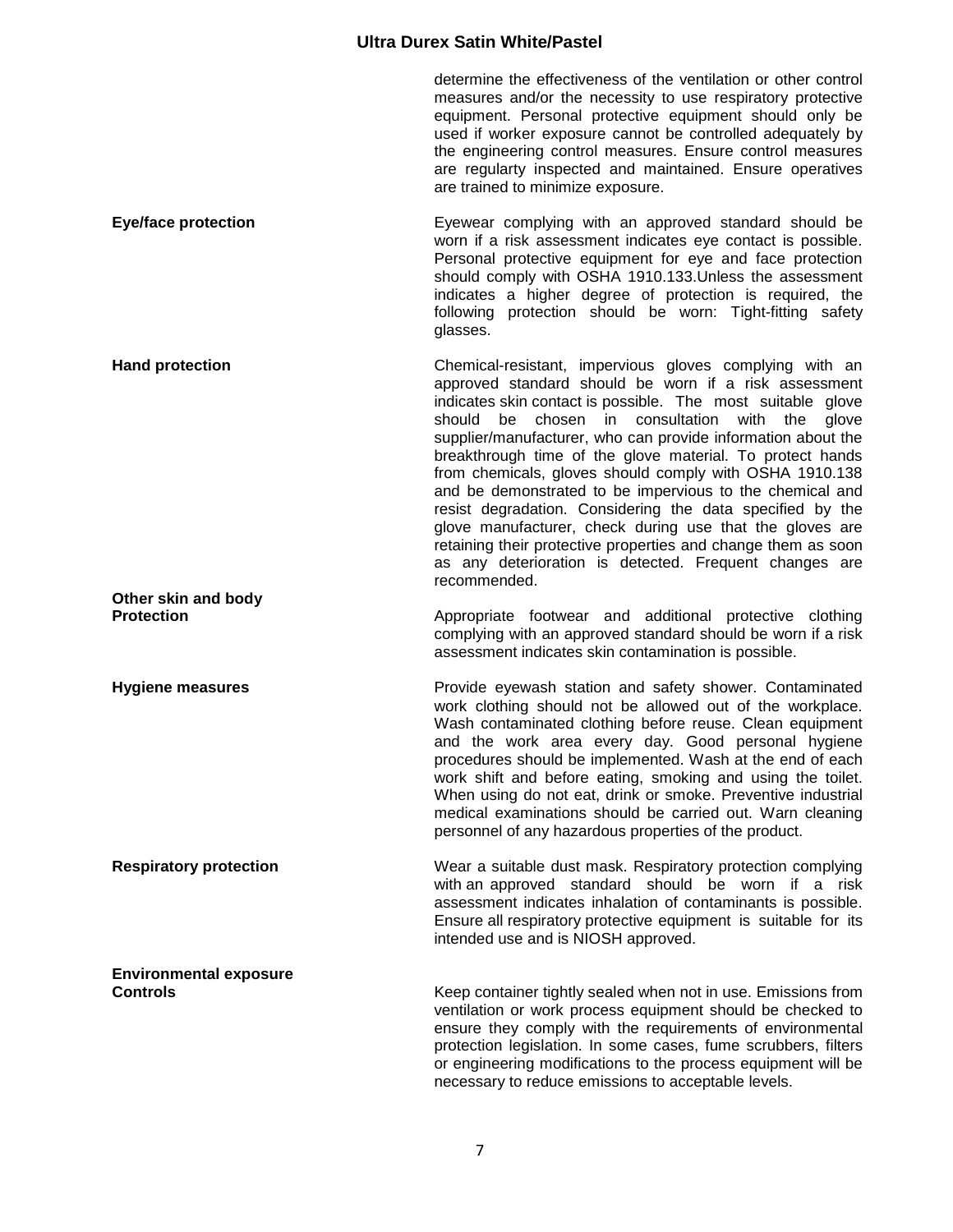determine the effectiveness of the ventilation or other control measures and/or the necessity to use respiratory protective equipment. Personal protective equipment should only be used if worker exposure cannot be controlled adequately by the engineering control measures. Ensure control measures are regularty inspected and maintained. Ensure operatives are trained to minimize exposure.

**Eye/face protection**

Eyewear complying with an approved standard should be worn if a risk assessment indicates eye contact is possible. Personal protective equipment for eye and face protection should comply with OSHA 1910.133.Unless the assessment indicates a higher degree of protection is required, the following protection should be worn: Tight-fitting safety glasses.

**Hand protection**

Chemical-resistant, impervious gloves complying with an approved standard should be worn if a risk assessment indicates skin contact is possible. The most suitable glove should be chosen in consultation with the glove supplier/manufacturer, who can provide information about the breakthrough time of the glove material. To protect hands from chemicals, gloves should comply with OSHA 1910.138 and be demonstrated to be impervious to the chemical and resist degradation. Considering the data specified by the glove manufacturer, check during use that the gloves are retaining their protective properties and change them as soon as any deterioration is detected. Frequent changes are recommended.

**Other skin and body Protection**

Appropriate footwear and additional protective clothing complying with an approved standard should be worn if a risk assessment indicates skin contamination is possible.

**Hygiene measures**

Provide eyewash station and safety shower. Contaminated work clothing should not be allowed out of the workplace. Wash contaminated clothing before reuse. Clean equipment and the work area every day. Good personal hygiene procedures should be implemented. Wash at the end of each work shift and before eating, smoking and using the toilet. When using do not eat, drink or smoke. Preventive industrial medical examinations should be carried out. Warn cleaning personnel of any hazardous properties of the product.

**Respiratory protection**

Wear a suitable dust mask. Respiratory protection complying with an approved standard should be worn if a risk assessment indicates inhalation of contaminants is possible. Ensure all respiratory protective equipment is suitable for its intended use and is NIOSH approved.

**Environmental exposure Controls**

Keep container tightly sealed when not in use. Emissions from ventilation or work process equipment should be checked to ensure they comply with the requirements of environmental protection legislation. In some cases, fume scrubbers, filters or engineering modifications to the process equipment will be necessary to reduce emissions to acceptable levels.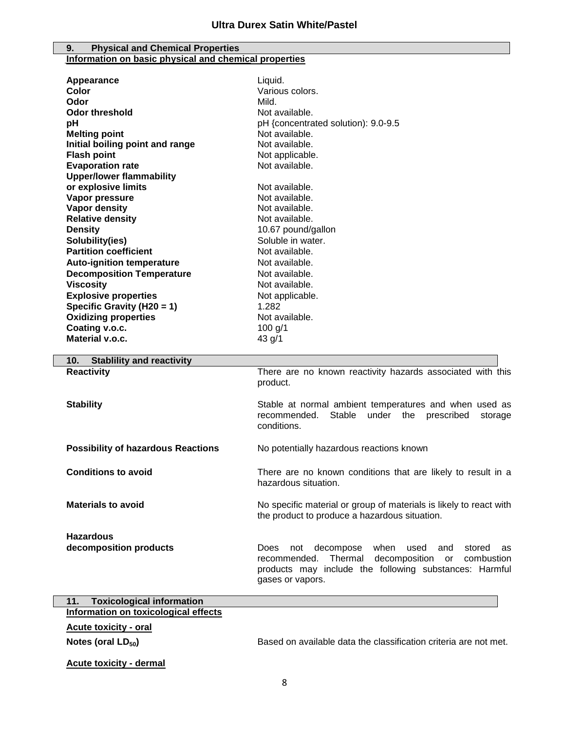## 9. Physical and Chemical Properties

**Information on basic physical and chemical properties**

| | |
|---|---|
| **Appearance** | Liquid. |
| **Color** | Various colors. |
| **Odor** | Mild. |
| **Odor threshold** | Not available. |
| **pH** | pH {concentrated solution): 9.0-9.5 |
| **Melting point** | Not available. |
| **Initial boiling point and range** | Not available. |
| **Flash point** | Not applicable. |
| **Evaporation rate** | Not available. |
| **Upper/lower flammability or explosive limits** | Not available. |
| **Vapor pressure** | Not available. |
| **Vapor density** | Not available. |
| **Relative density** | Not available. |
| **Density** | 10.67 pound/gallon |
| **Solubility(ies)** | Soluble in water. |
| **Partition coefficient** | Not available. |
| **Auto-ignition temperature** | Not available. |
| **Decomposition Temperature** | Not available. |
| **Viscosity** | Not available. |
| **Explosive properties** | Not applicable. |
| **Specific Gravity (H20 = 1)** | 1.282 |
| **Oxidizing properties** | Not available. |
| **Coating v.o.c.** | 100 g/1 |
| **Material v.o.c.** | 43 g/1 |

## 10. Stablility and reactivity

| | |
|---|---|
| **Reactivity** | There are no known reactivity hazards associated with this product. |
| **Stability** | Stable at normal ambient temperatures and when used as recommended. Stable under the prescribed storage conditions. |
| **Possibility of hazardous Reactions** | No potentially hazardous reactions known |
| **Conditions to avoid** | There are no known conditions that are likely to result in a hazardous situation. |
| **Materials to avoid** | No specific material or group of materials is likely to react with the product to produce a hazardous situation. |
| **Hazardous decomposition products** | Does not decompose when used and stored as recommended. Thermal decomposition or combustion products may include the following substances: Harmful gases or vapors. |

## 11. Toxicological information

**Information on toxicological effects**

**Acute toxicity - oral**

**Notes (oral $LD_{50}$)** Based on available data the classification criteria are not met.

**Acute toxicity - dermal**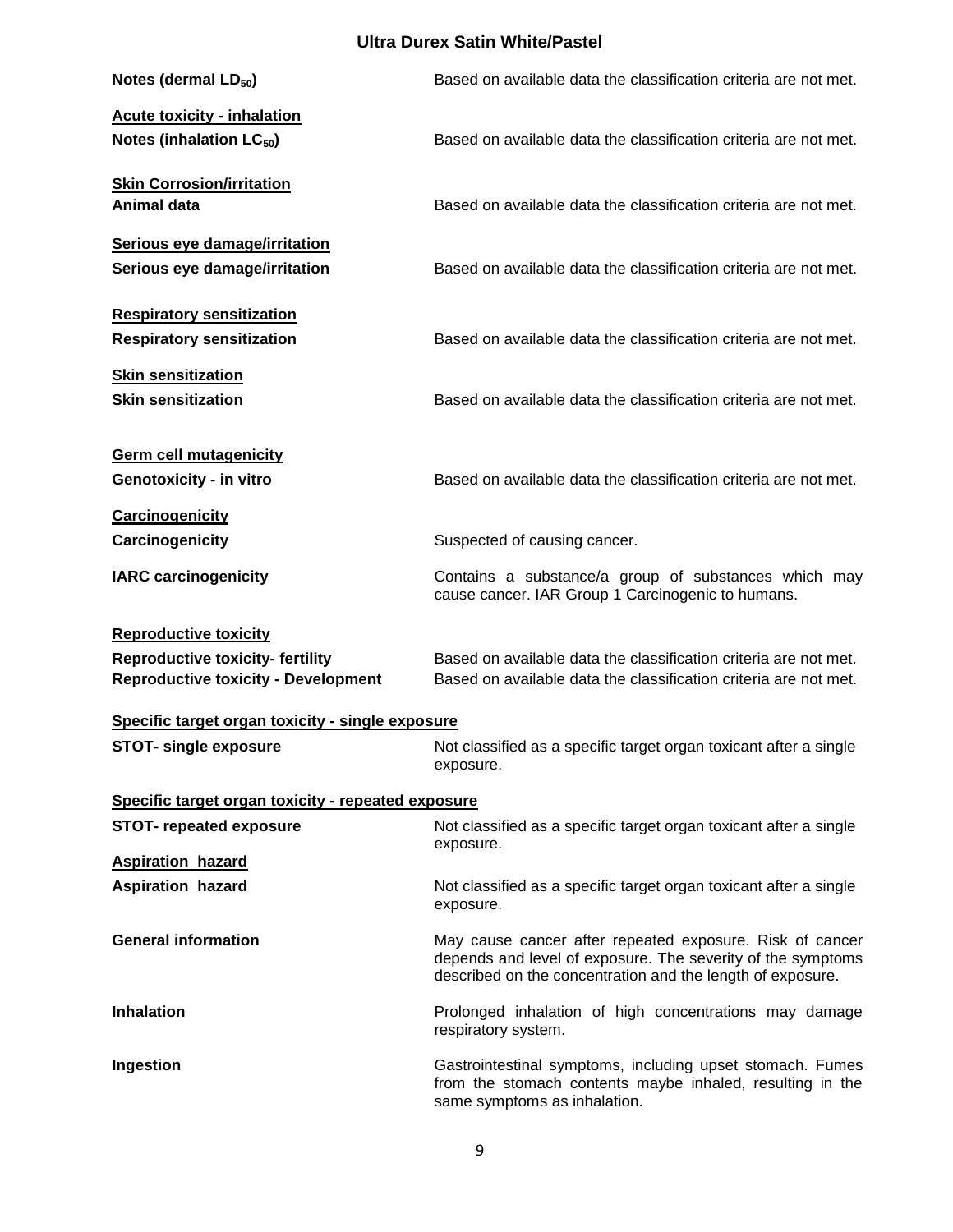**Notes (dermal $LD_{50}$)** Based on available data the classification criteria are not met.

**Acute toxicity - inhalation**

**Notes (inhalation $LC_{50}$)** Based on available data the classification criteria are not met.

**Skin Corrosion/irritation**

**Animal data** Based on available data the classification criteria are not met.

**Serious eye damage/irritation**

**Serious eye damage/irritation** Based on available data the classification criteria are not met.

**Respiratory sensitization**

**Respiratory sensitization** Based on available data the classification criteria are not met.

**Skin sensitization**

**Skin sensitization** Based on available data the classification criteria are not met.

**Germ cell mutagenicity**

**Genotoxicity - in vitro** Based on available data the classification criteria are not met.

**Carcinogenicity**

**Carcinogenicity** Suspected of causing cancer.

**IARC carcinogenicity** Contains a substance/a group of substances which may cause cancer. IAR Group 1 Carcinogenic to humans.

**Reproductive toxicity**

**Reproductive toxicity- fertility** Based on available data the classification criteria are not met.

**Reproductive toxicity - Development** Based on available data the classification criteria are not met.

**Specific target organ toxicity - single exposure**

**STOT- single exposure** Not classified as a specific target organ toxicant after a single exposure.

**Specific target organ toxicity - repeated exposure**

**STOT- repeated exposure** Not classified as a specific target organ toxicant after a single exposure.

**Aspiration hazard**

**Aspiration hazard** Not classified as a specific target organ toxicant after a single exposure.

**General information** May cause cancer after repeated exposure. Risk of cancer depends and level of exposure. The severity of the symptoms described on the concentration and the length of exposure.

**Inhalation** Prolonged inhalation of high concentrations may damage respiratory system.

**Ingestion** Gastrointestinal symptoms, including upset stomach. Fumes from the stomach contents maybe inhaled, resulting in the same symptoms as inhalation.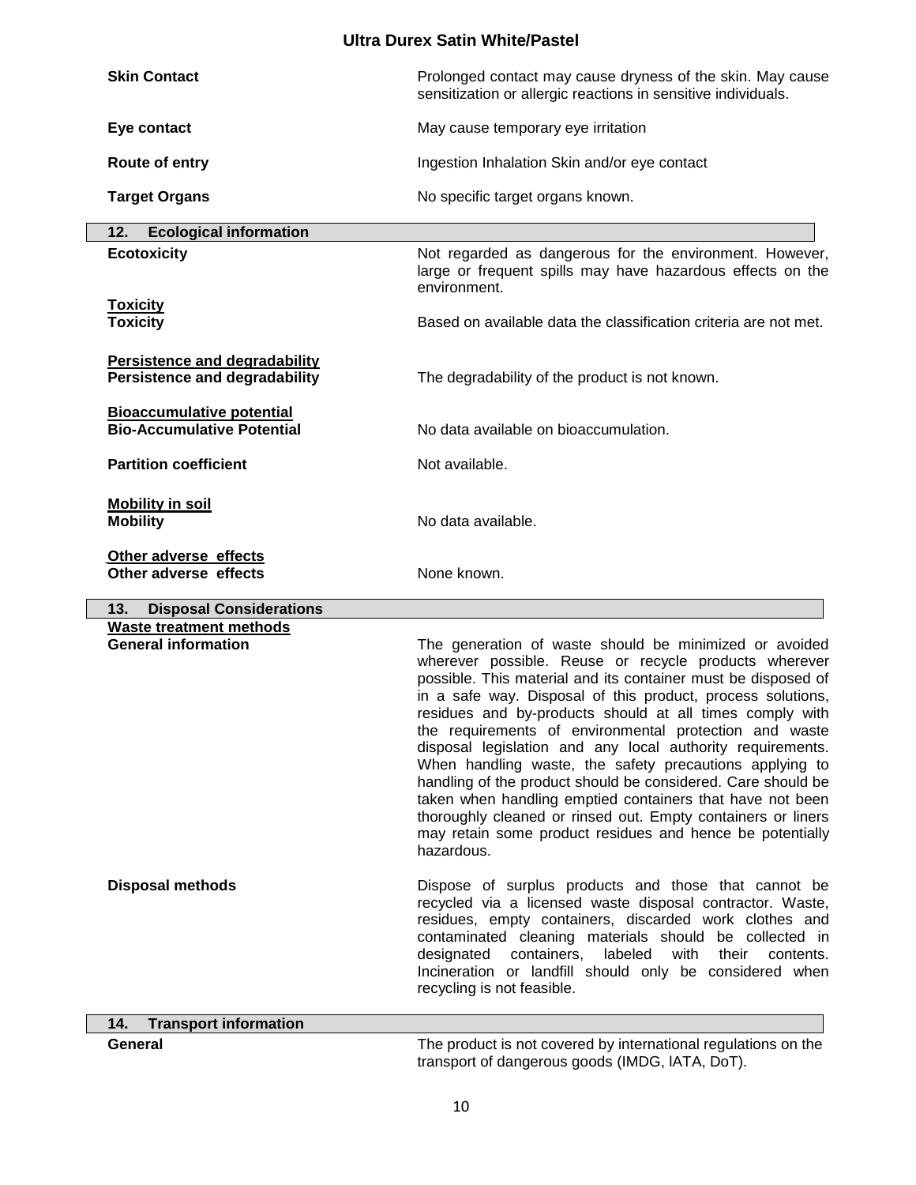| | |
|---|---|
| **Skin Contact** | Prolonged contact may cause dryness of the skin. May cause sensitization or allergic reactions in sensitive individuals. |
| **Eye contact** | May cause temporary eye irritation |
| **Route of entry** | Ingestion Inhalation Skin and/or eye contact |
| **Target Organs** | No specific target organs known. |

## 12. Ecological information

**Ecotoxicity** — Not regarded as dangerous for the environment. However, large or frequent spills may have hazardous effects on the environment.

**Toxicity**

**Toxicity** — Based on available data the classification criteria are not met.

**Persistence and degradability**

**Persistence and degradability** — The degradability of the product is not known.

**Bioaccumulative potential**

**Bio-Accumulative Potential** — No data available on bioaccumulation.

**Partition coefficient** — Not available.

**Mobility in soil**

**Mobility** — No data available.

**Other adverse effects**

**Other adverse effects** — None known.

## 13. Disposal Considerations

**Waste treatment methods**

**General information** — The generation of waste should be minimized or avoided wherever possible. Reuse or recycle products wherever possible. This material and its container must be disposed of in a safe way. Disposal of this product, process solutions, residues and by-products should at all times comply with the requirements of environmental protection and waste disposal legislation and any local authority requirements. When handling waste, the safety precautions applying to handling of the product should be considered. Care should be taken when handling emptied containers that have not been thoroughly cleaned or rinsed out. Empty containers or liners may retain some product residues and hence be potentially hazardous.

**Disposal methods** — Dispose of surplus products and those that cannot be recycled via a licensed waste disposal contractor. Waste, residues, empty containers, discarded work clothes and contaminated cleaning materials should be collected in designated containers, labeled with their contents. Incineration or landfill should only be considered when recycling is not feasible.

## 14. Transport information

**General** — The product is not covered by international regulations on the transport of dangerous goods (IMDG, IATA, DoT).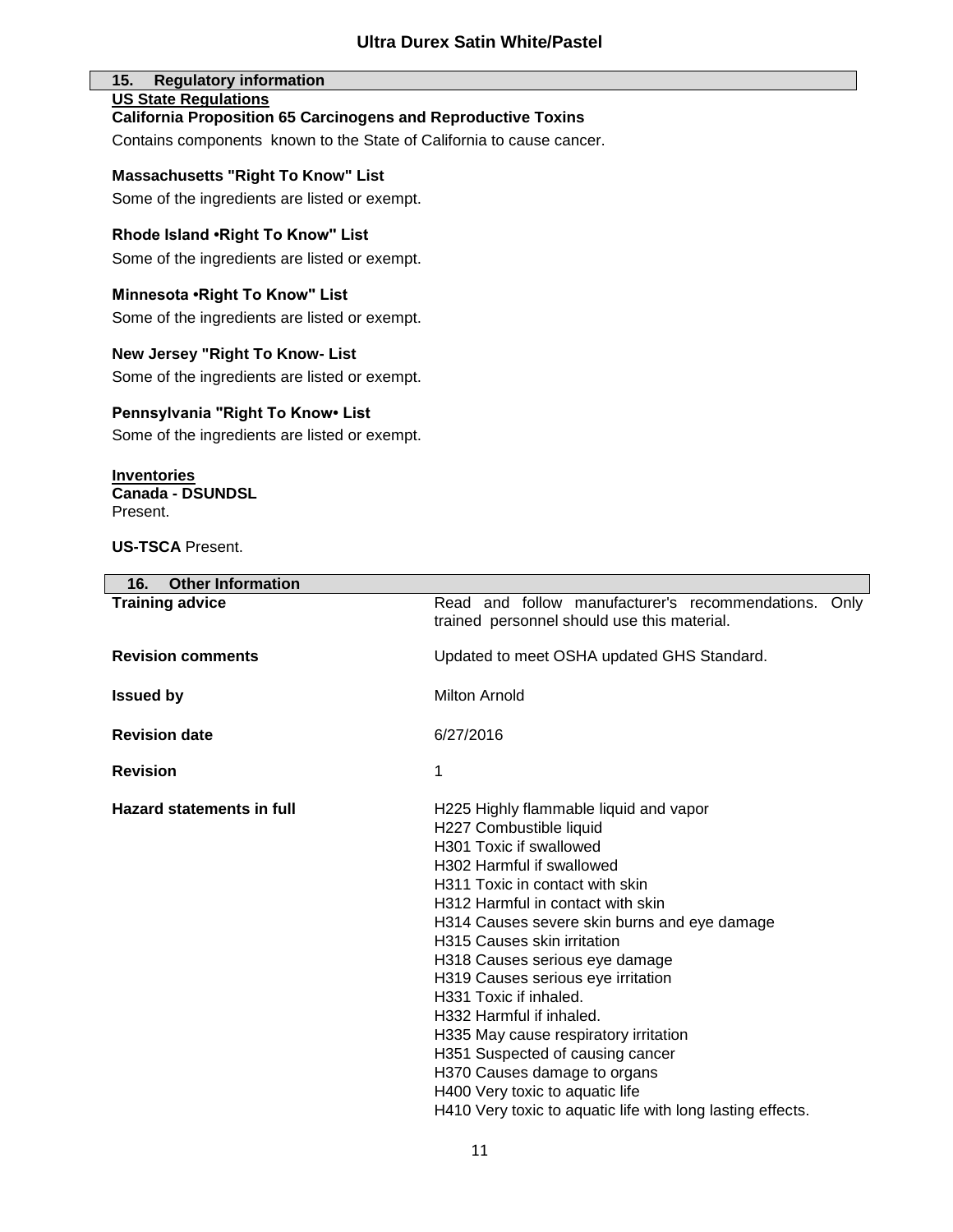## 15. Regulatory information

**US State Regulations**

**California Proposition 65 Carcinogens and Reproductive Toxins**

Contains components known to the State of California to cause cancer.

**Massachusetts "Right To Know" List**

Some of the ingredients are listed or exempt.

**Rhode Island •Right To Know" List**

Some of the ingredients are listed or exempt.

**Minnesota •Right To Know" List**

Some of the ingredients are listed or exempt.

**New Jersey "Right To Know- List**

Some of the ingredients are listed or exempt.

**Pennsylvania "Right To Know• List**

Some of the ingredients are listed or exempt.

**Inventories**

**Canada - DSUNDSL**
Present.

**US-TSCA** Present.

## 16. Other Information

| | |
|---|---|
| **Training advice** | Read and follow manufacturer's recommendations. Only trained personnel should use this material. |
| **Revision comments** | Updated to meet OSHA updated GHS Standard. |
| **Issued by** | Milton Arnold |
| **Revision date** | 6/27/2016 |
| **Revision** | 1 |
| **Hazard statements in full** | H225 Highly flammable liquid and vapor<br>H227 Combustible liquid<br>H301 Toxic if swallowed<br>H302 Harmful if swallowed<br>H311 Toxic in contact with skin<br>H312 Harmful in contact with skin<br>H314 Causes severe skin burns and eye damage<br>H315 Causes skin irritation<br>H318 Causes serious eye damage<br>H319 Causes serious eye irritation<br>H331 Toxic if inhaled.<br>H332 Harmful if inhaled.<br>H335 May cause respiratory irritation<br>H351 Suspected of causing cancer<br>H370 Causes damage to organs<br>H400 Very toxic to aquatic life<br>H410 Very toxic to aquatic life with long lasting effects. |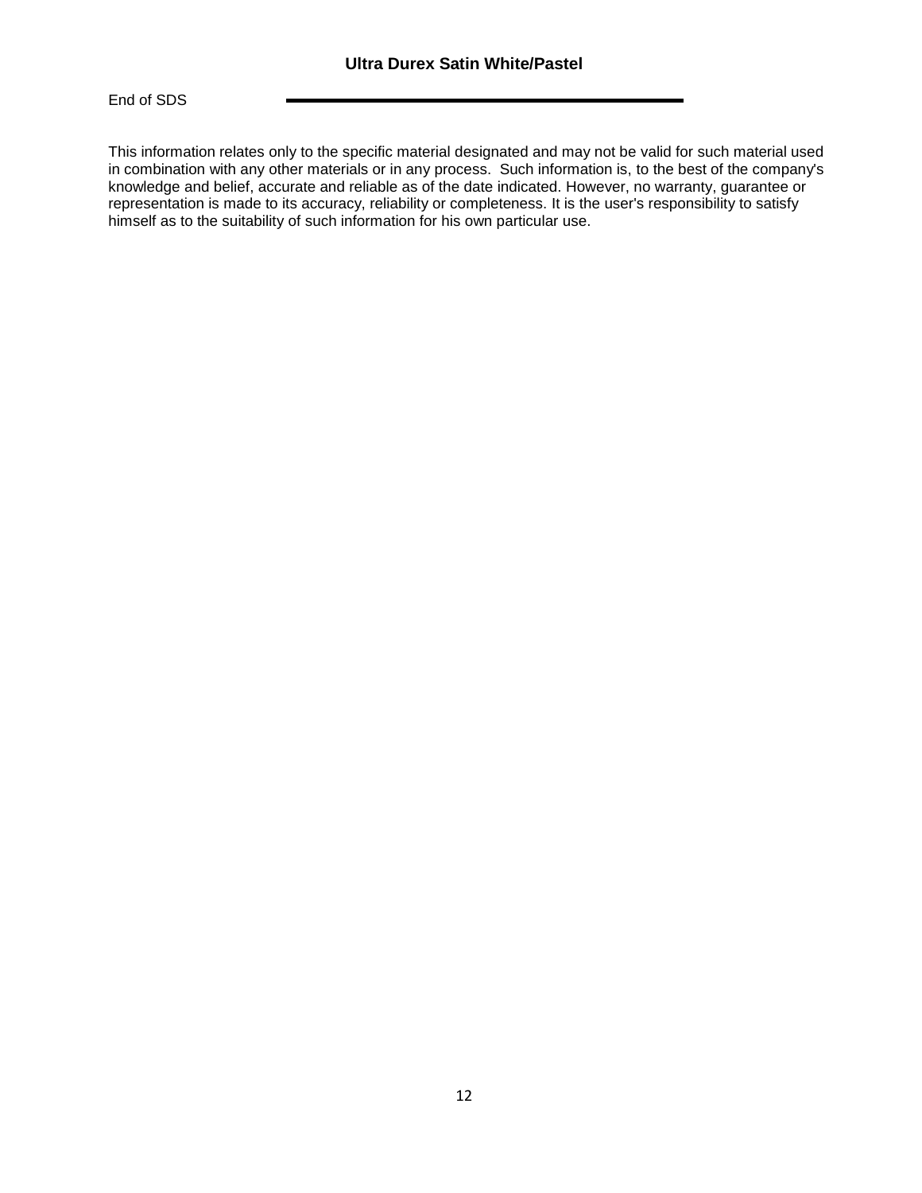End of SDS

This information relates only to the specific material designated and may not be valid for such material used in combination with any other materials or in any process.  Such information is, to the best of the company's knowledge and belief, accurate and reliable as of the date indicated. However, no warranty, guarantee or representation is made to its accuracy, reliability or completeness. It is the user's responsibility to satisfy himself as to the suitability of such information for his own particular use.